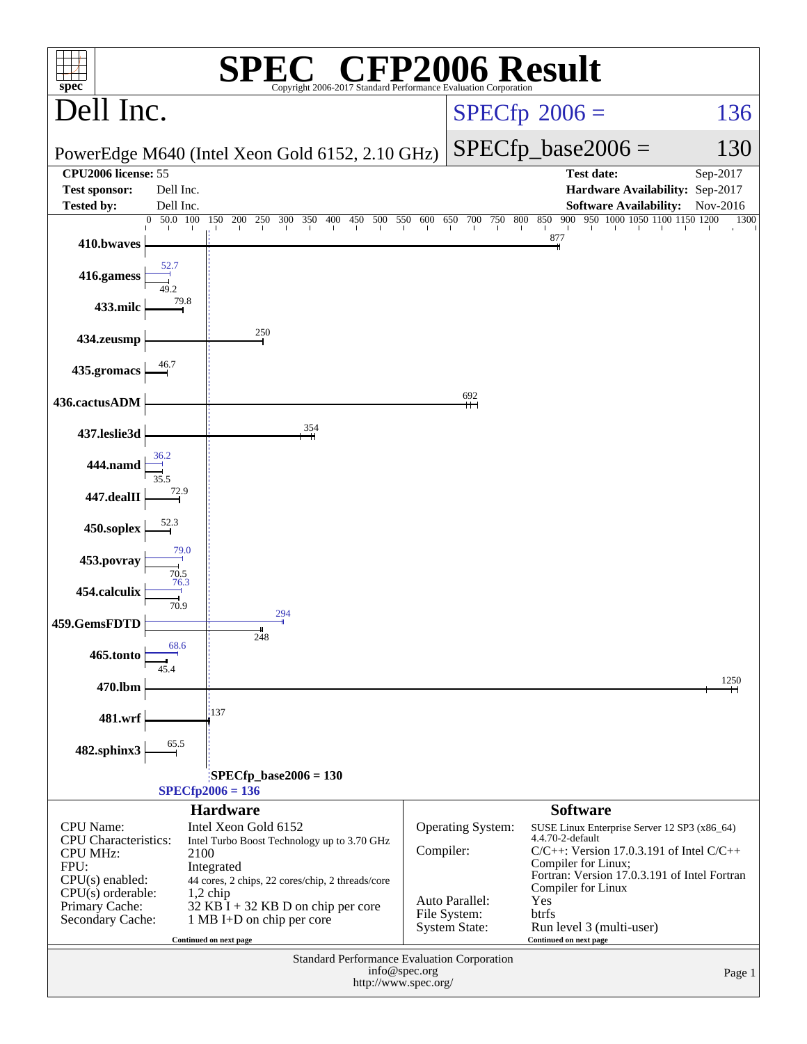# SPEC CFP2006 Result

Copyright 2006-2017 Standard Performance Evaluation Corporation

## Dell Inc.

PowerEdge M640 (Intel Xeon Gold 6152, 2.10 GHz)

SPECfp 2006 = 136

SPECfp_base2006 = 130

| | | | |
|---|---|---|---|
| **CPU2006 license:** 55 | | **Test date:** | Sep-2017 |
| **Test sponsor:** | Dell Inc. | **Hardware Availability:** | Sep-2017 |
| **Tested by:** | Dell Inc. | **Software Availability:** | Nov-2016 |

| Benchmark | Peak | Base |
|---|---|---|
| 410.bwaves | | 877 |
| 416.gamess | 52.7 | 49.2 |
| 433.milc | | 79.8 |
| 434.zeusmp | | 250 |
| 435.gromacs | | 46.7 |
| 436.cactusADM | | 692 |
| 437.leslie3d | | 354 |
| 444.namd | 36.2 | 35.5 |
| 447.dealII | | 72.9 |
| 450.soplex | | 52.3 |
| 453.povray | 79.0 | 70.5 |
| 454.calculix | 76.3 | 70.9 |
| 459.GemsFDTD | 294 | 248 |
| 465.tonto | 68.6 | 45.4 |
| 470.lbm | | 1250 |
| 481.wrf | | 137 |
| 482.sphinx3 | | 65.5 |

SPECfp_base2006 = 130

SPECfp2006 = 136

### Hardware

| | |
|---|---|
| CPU Name: | Intel Xeon Gold 6152 |
| CPU Characteristics: | Intel Turbo Boost Technology up to 3.70 GHz |
| CPU MHz: | 2100 |
| FPU: | Integrated |
| CPU(s) enabled: | 44 cores, 2 chips, 22 cores/chip, 2 threads/core |
| CPU(s) orderable: | 1,2 chip |
| Primary Cache: | 32 KB I + 32 KB D on chip per core |
| Secondary Cache: | 1 MB I+D on chip per core |

Continued on next page

### Software

| | |
|---|---|
| Operating System: | SUSE Linux Enterprise Server 12 SP3 (x86_64) 4.4.70-2-default |
| Compiler: | C/C++: Version 17.0.3.191 of Intel C/C++ Compiler for Linux; Fortran: Version 17.0.3.191 of Intel Fortran Compiler for Linux |
| Auto Parallel: | Yes |
| File System: | btrfs |
| System State: | Run level 3 (multi-user) |

Continued on next page

Standard Performance Evaluation Corporation
info@spec.org
http://www.spec.org/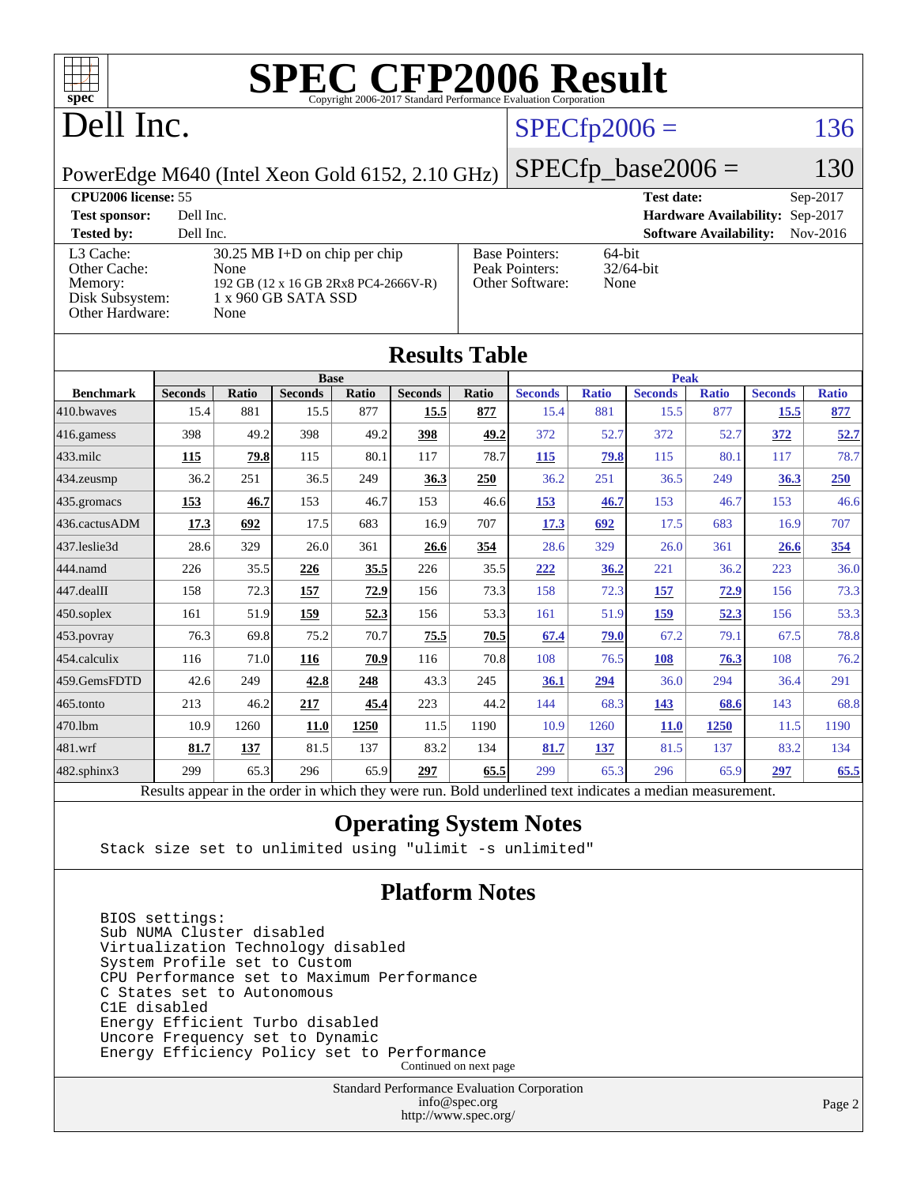# SPEC CFP2006 Result

Copyright 2006-2017 Standard Performance Evaluation Corporation

## Dell Inc.

PowerEdge M640 (Intel Xeon Gold 6152, 2.10 GHz)

SPECfp2006 = 136

SPECfp_base2006 = 130

| | | | |
|---|---|---|---|
| **CPU2006 license:** 55 | | **Test date:** | Sep-2017 |
| **Test sponsor:** | Dell Inc. | **Hardware Availability:** | Sep-2017 |
| **Tested by:** | Dell Inc. | **Software Availability:** | Nov-2016 |

| | |
|---|---|
| L3 Cache: | 30.25 MB I+D on chip per chip |
| Other Cache: | None |
| Memory: | 192 GB (12 x 16 GB 2Rx8 PC4-2666V-R) |
| Disk Subsystem: | 1 x 960 GB SATA SSD |
| Other Hardware: | None |

| | |
|---|---|
| Base Pointers: | 64-bit |
| Peak Pointers: | 32/64-bit |
| Other Software: | None |

## Results Table

| | Base | | | | | | Peak | | | | | |
|---|---|---|---|---|---|---|---|---|---|---|---|---|
| **Benchmark** | **Seconds** | **Ratio** | **Seconds** | **Ratio** | **Seconds** | **Ratio** | **Seconds** | **Ratio** | **Seconds** | **Ratio** | **Seconds** | **Ratio** |
| 410.bwaves | 15.4 | 881 | 15.5 | 877 | **15.5** | **877** | 15.4 | 881 | 15.5 | 877 | **15.5** | **877** |
| 416.gamess | 398 | 49.2 | 398 | 49.2 | **398** | **49.2** | 372 | 52.7 | 372 | 52.7 | **372** | **52.7** |
| 433.milc | **115** | **79.8** | 115 | 80.1 | 117 | 78.7 | **115** | **79.8** | 115 | 80.1 | 117 | 78.7 |
| 434.zeusmp | 36.2 | 251 | 36.5 | 249 | **36.3** | **250** | 36.2 | 251 | 36.5 | 249 | **36.3** | **250** |
| 435.gromacs | **153** | **46.7** | 153 | 46.7 | 153 | 46.6 | **153** | **46.7** | 153 | 46.7 | 153 | 46.6 |
| 436.cactusADM | **17.3** | **692** | 17.5 | 683 | 16.9 | 707 | **17.3** | **692** | 17.5 | 683 | 16.9 | 707 |
| 437.leslie3d | 28.6 | 329 | 26.0 | 361 | **26.6** | **354** | 28.6 | 329 | 26.0 | 361 | **26.6** | **354** |
| 444.namd | 226 | 35.5 | **226** | **35.5** | 226 | 35.5 | **222** | **36.2** | 221 | 36.2 | 223 | 36.0 |
| 447.dealII | 158 | 72.3 | **157** | **72.9** | 156 | 73.3 | 158 | 72.3 | **157** | **72.9** | 156 | 73.3 |
| 450.soplex | 161 | 51.9 | **159** | **52.3** | 156 | 53.3 | 161 | 51.9 | **159** | **52.3** | 156 | 53.3 |
| 453.povray | 76.3 | 69.8 | 75.2 | 70.7 | **75.5** | **70.5** | **67.4** | **79.0** | 67.2 | 79.1 | 67.5 | 78.8 |
| 454.calculix | 116 | 71.0 | **116** | **70.9** | 116 | 70.8 | 108 | 76.5 | **108** | **76.3** | 108 | 76.2 |
| 459.GemsFDTD | 42.6 | 249 | **42.8** | **248** | 43.3 | 245 | **36.1** | **294** | 36.0 | 294 | 36.4 | 291 |
| 465.tonto | 213 | 46.2 | **217** | **45.4** | 223 | 44.2 | 144 | 68.3 | **143** | **68.6** | 143 | 68.8 |
| 470.lbm | 10.9 | 1260 | **11.0** | **1250** | 11.5 | 1190 | 10.9 | 1260 | **11.0** | **1250** | 11.5 | 1190 |
| 481.wrf | **81.7** | **137** | 81.5 | 137 | 83.2 | 134 | **81.7** | **137** | 81.5 | 137 | 83.2 | 134 |
| 482.sphinx3 | 299 | 65.3 | 296 | 65.9 | **297** | **65.5** | 299 | 65.3 | 296 | 65.9 | **297** | **65.5** |

Results appear in the order in which they were run. Bold underlined text indicates a median measurement.

## Operating System Notes

```
Stack size set to unlimited using "ulimit -s unlimited"
```

## Platform Notes

```
BIOS settings:
Sub NUMA Cluster disabled
Virtualization Technology disabled
System Profile set to Custom
CPU Performance set to Maximum Performance
C States set to Autonomous
C1E disabled
Energy Efficient Turbo disabled
Uncore Frequency set to Dynamic
Energy Efficiency Policy set to Performance
```

Continued on next page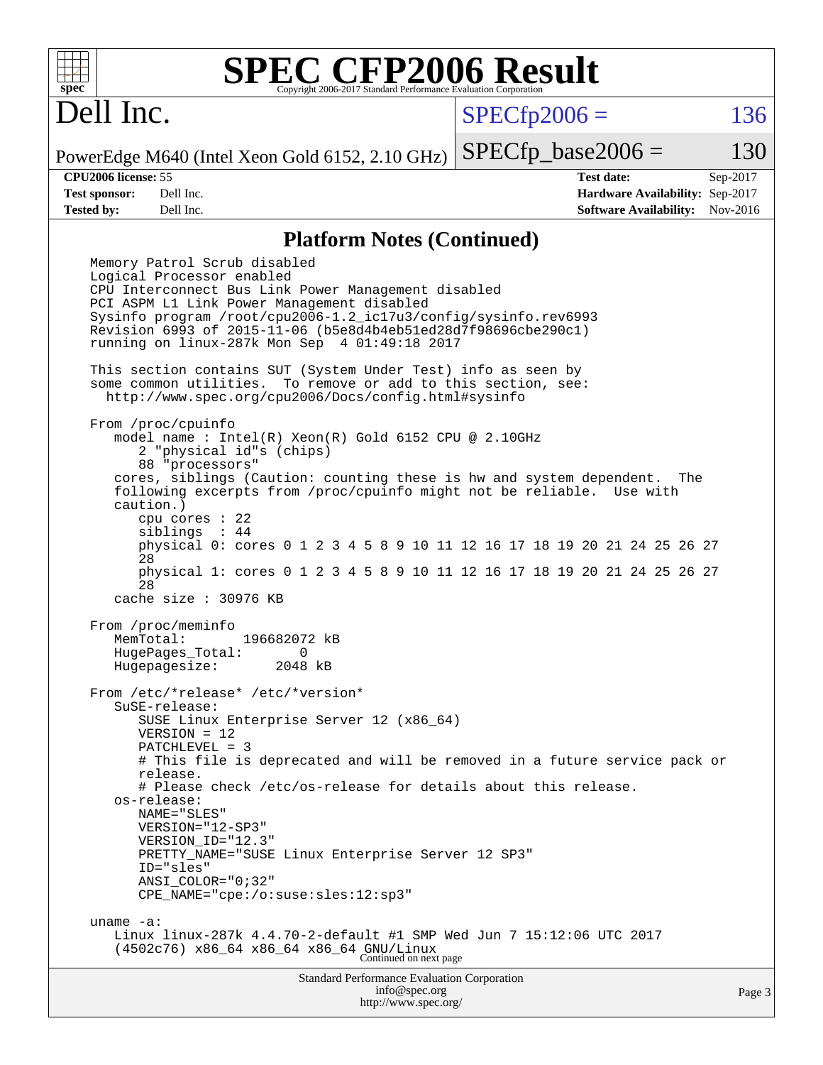# SPEC CFP2006 Result

Copyright 2006-2017 Standard Performance Evaluation Corporation

## Dell Inc.

PowerEdge M640 (Intel Xeon Gold 6152, 2.10 GHz)

SPECfp2006 = 136

SPECfp_base2006 = 130

| | | | |
|---|---|---|---|
| **CPU2006 license:** 55 | | **Test date:** | Sep-2017 |
| **Test sponsor:** | Dell Inc. | **Hardware Availability:** | Sep-2017 |
| **Tested by:** | Dell Inc. | **Software Availability:** | Nov-2016 |

## Platform Notes (Continued)

```
Memory Patrol Scrub disabled
Logical Processor enabled
CPU Interconnect Bus Link Power Management disabled
PCI ASPM L1 Link Power Management disabled
Sysinfo program /root/cpu2006-1.2_ic17u3/config/sysinfo.rev6993
Revision 6993 of 2015-11-06 (b5e8d4b4eb51ed28d7f98696cbe290c1)
running on linux-287k Mon Sep  4 01:49:18 2017

This section contains SUT (System Under Test) info as seen by
some common utilities.  To remove or add to this section, see:
  http://www.spec.org/cpu2006/Docs/config.html#sysinfo

From /proc/cpuinfo
   model name : Intel(R) Xeon(R) Gold 6152 CPU @ 2.10GHz
      2 "physical id"s (chips)
      88 "processors"
   cores, siblings (Caution: counting these is hw and system dependent.  The
   following excerpts from /proc/cpuinfo might not be reliable.  Use with
   caution.)
      cpu cores : 22
      siblings  : 44
      physical 0: cores 0 1 2 3 4 5 8 9 10 11 12 16 17 18 19 20 21 24 25 26 27
      28
      physical 1: cores 0 1 2 3 4 5 8 9 10 11 12 16 17 18 19 20 21 24 25 26 27
      28
   cache size : 30976 KB

From /proc/meminfo
   MemTotal:       196682072 kB
   HugePages_Total:       0
   Hugepagesize:       2048 kB

From /etc/*release* /etc/*version*
   SuSE-release:
      SUSE Linux Enterprise Server 12 (x86_64)
      VERSION = 12
      PATCHLEVEL = 3
      # This file is deprecated and will be removed in a future service pack or
      release.
      # Please check /etc/os-release for details about this release.
   os-release:
      NAME="SLES"
      VERSION="12-SP3"
      VERSION_ID="12.3"
      PRETTY_NAME="SUSE Linux Enterprise Server 12 SP3"
      ID="sles"
      ANSI_COLOR="0;32"
      CPE_NAME="cpe:/o:suse:sles:12:sp3"

uname -a:
   Linux linux-287k 4.4.70-2-default #1 SMP Wed Jun 7 15:12:06 UTC 2017
   (4502c76) x86_64 x86_64 x86_64 GNU/Linux
```

Continued on next page

Standard Performance Evaluation Corporation
info@spec.org
http://www.spec.org/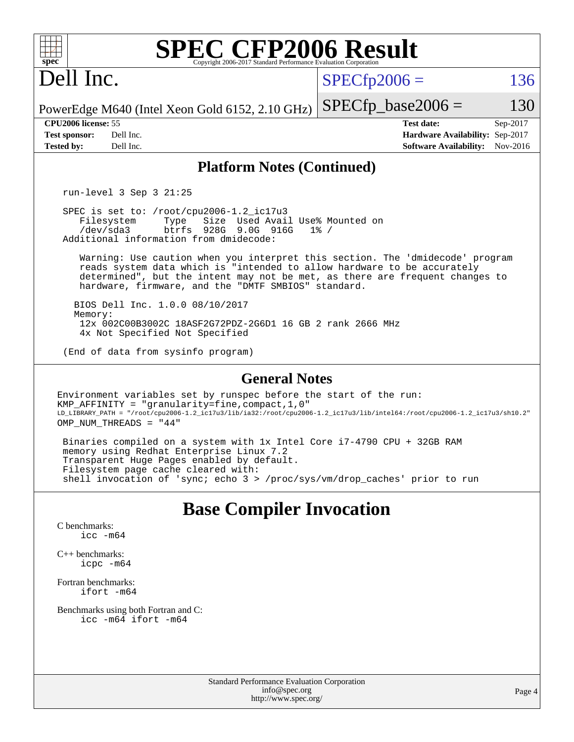# SPEC CFP2006 Result

Copyright 2006-2017 Standard Performance Evaluation Corporation

# Dell Inc.

PowerEdge M640 (Intel Xeon Gold 6152, 2.10 GHz)

SPECfp2006 = 136

SPECfp_base2006 = 130

| | | | |
|---|---|---|---|
| **CPU2006 license:** 55 | | **Test date:** | Sep-2017 |
| **Test sponsor:** | Dell Inc. | **Hardware Availability:** | Sep-2017 |
| **Tested by:** | Dell Inc. | **Software Availability:** | Nov-2016 |

## Platform Notes (Continued)

```
run-level 3 Sep 3 21:25

SPEC is set to: /root/cpu2006-1.2_ic17u3
   Filesystem     Type   Size  Used Avail Use% Mounted on
   /dev/sda3      btrfs  928G  9.0G  916G   1% /
Additional information from dmidecode:

   Warning: Use caution when you interpret this section. The 'dmidecode' program
   reads system data which is "intended to allow hardware to be accurately
   determined", but the intent may not be met, as there are frequent changes to
   hardware, firmware, and the "DMTF SMBIOS" standard.

  BIOS Dell Inc. 1.0.0 08/10/2017
  Memory:
   12x 002C00B3002C 18ASF2G72PDZ-2G6D1 16 GB 2 rank 2666 MHz
   4x Not Specified Not Specified

(End of data from sysinfo program)
```

## General Notes

```
Environment variables set by runspec before the start of the run:
KMP_AFFINITY = "granularity=fine,compact,1,0"
LD_LIBRARY_PATH = "/root/cpu2006-1.2_ic17u3/lib/ia32:/root/cpu2006-1.2_ic17u3/lib/intel64:/root/cpu2006-1.2_ic17u3/sh10.2"
OMP_NUM_THREADS = "44"

 Binaries compiled on a system with 1x Intel Core i7-4790 CPU + 32GB RAM
 memory using Redhat Enterprise Linux 7.2
 Transparent Huge Pages enabled by default.
 Filesystem page cache cleared with:
 shell invocation of 'sync; echo 3 > /proc/sys/vm/drop_caches' prior to run
```

# Base Compiler Invocation

C benchmarks:
    icc -m64

C++ benchmarks:
    icpc -m64

Fortran benchmarks:
    ifort -m64

Benchmarks using both Fortran and C:
    icc -m64 ifort -m64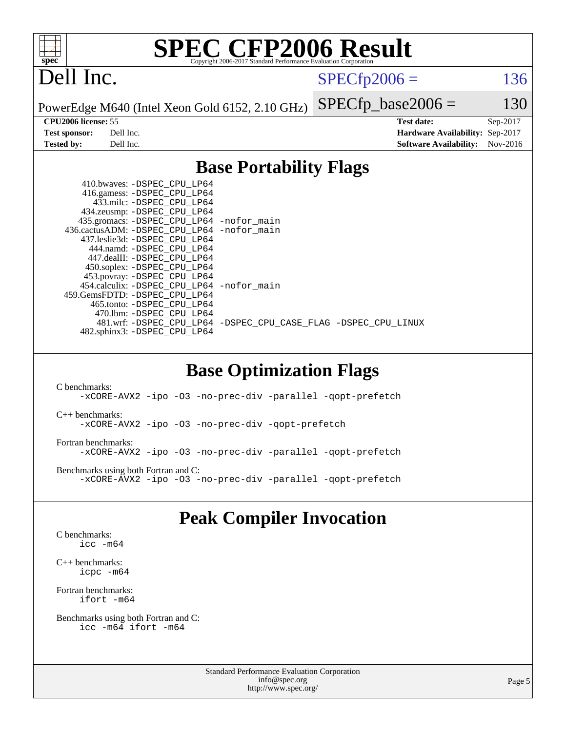# SPEC CFP2006 Result

Copyright 2006-2017 Standard Performance Evaluation Corporation

## Dell Inc.

PowerEdge M640 (Intel Xeon Gold 6152, 2.10 GHz)

SPECfp2006 = 136

SPECfp_base2006 = 130

| | | | |
|---|---|---|---|
| **CPU2006 license:** | 55 | **Test date:** | Sep-2017 |
| **Test sponsor:** | Dell Inc. | **Hardware Availability:** | Sep-2017 |
| **Tested by:** | Dell Inc. | **Software Availability:** | Nov-2016 |

## Base Portability Flags

410.bwaves: -DSPEC_CPU_LP64
416.gamess: -DSPEC_CPU_LP64
433.milc: -DSPEC_CPU_LP64
434.zeusmp: -DSPEC_CPU_LP64
435.gromacs: -DSPEC_CPU_LP64 -nofor_main
436.cactusADM: -DSPEC_CPU_LP64 -nofor_main
437.leslie3d: -DSPEC_CPU_LP64
444.namd: -DSPEC_CPU_LP64
447.dealII: -DSPEC_CPU_LP64
450.soplex: -DSPEC_CPU_LP64
453.povray: -DSPEC_CPU_LP64
454.calculix: -DSPEC_CPU_LP64 -nofor_main
459.GemsFDTD: -DSPEC_CPU_LP64
465.tonto: -DSPEC_CPU_LP64
470.lbm: -DSPEC_CPU_LP64
481.wrf: -DSPEC_CPU_LP64 -DSPEC_CPU_CASE_FLAG -DSPEC_CPU_LINUX
482.sphinx3: -DSPEC_CPU_LP64

## Base Optimization Flags

C benchmarks:
-xCORE-AVX2 -ipo -O3 -no-prec-div -parallel -qopt-prefetch

C++ benchmarks:
-xCORE-AVX2 -ipo -O3 -no-prec-div -qopt-prefetch

Fortran benchmarks:
-xCORE-AVX2 -ipo -O3 -no-prec-div -parallel -qopt-prefetch

Benchmarks using both Fortran and C:
-xCORE-AVX2 -ipo -O3 -no-prec-div -parallel -qopt-prefetch

## Peak Compiler Invocation

C benchmarks:
icc -m64

C++ benchmarks:
icpc -m64

Fortran benchmarks:
ifort -m64

Benchmarks using both Fortran and C:
icc -m64 ifort -m64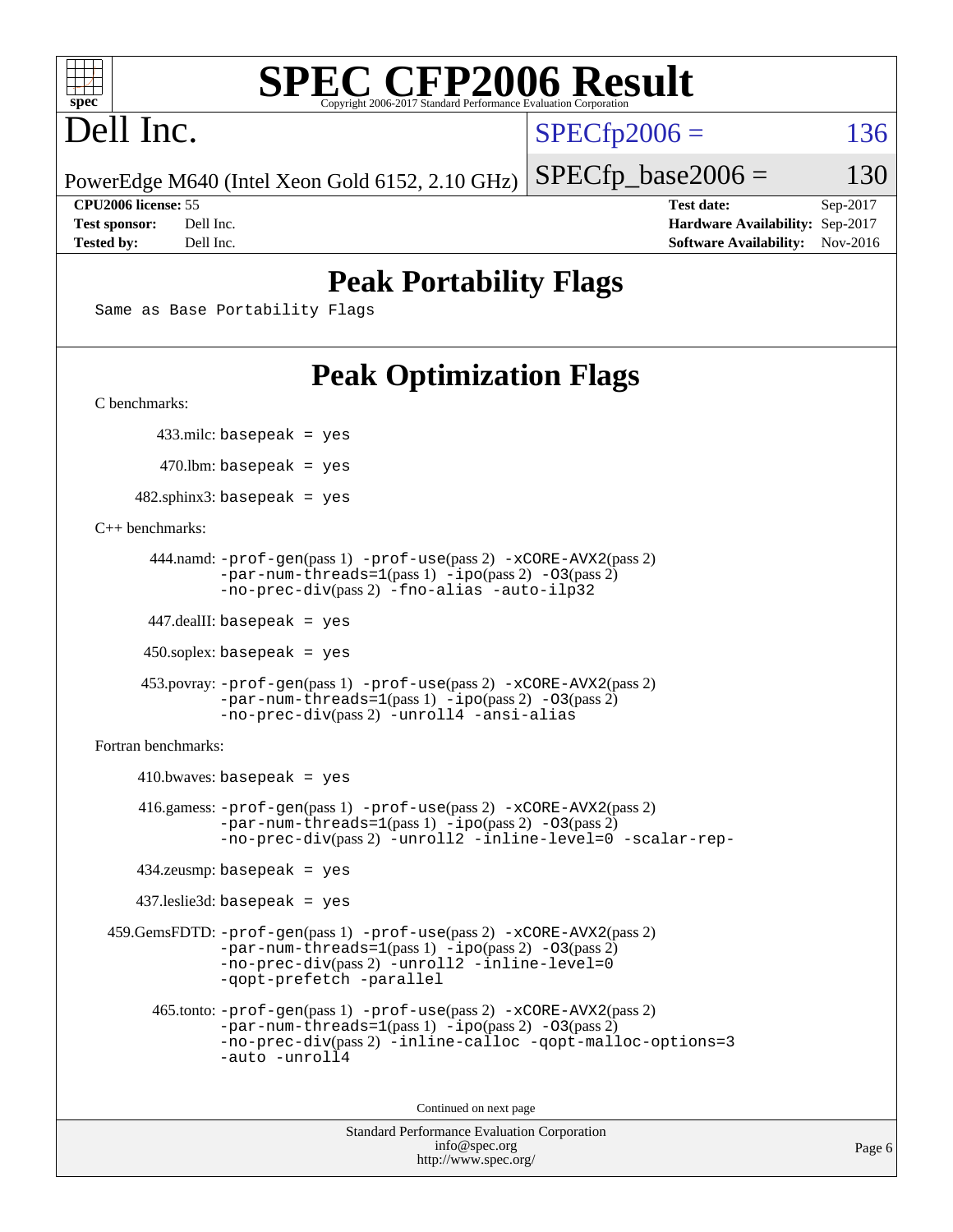# SPEC CFP2006 Result

Copyright 2006-2017 Standard Performance Evaluation Corporation

## Dell Inc.

PowerEdge M640 (Intel Xeon Gold 6152, 2.10 GHz)

SPECfp2006 = 136

SPECfp_base2006 = 130

| | | | |
|---|---|---|---|
| **CPU2006 license:** | 55 | **Test date:** | Sep-2017 |
| **Test sponsor:** | Dell Inc. | **Hardware Availability:** | Sep-2017 |
| **Tested by:** | Dell Inc. | **Software Availability:** | Nov-2016 |

## Peak Portability Flags

Same as Base Portability Flags

## Peak Optimization Flags

C benchmarks:

433.milc: basepeak = yes

470.lbm: basepeak = yes

482.sphinx3: basepeak = yes

C++ benchmarks:

444.namd: -prof-gen(pass 1) -prof-use(pass 2) -xCORE-AVX2(pass 2) -par-num-threads=1(pass 1) -ipo(pass 2) -O3(pass 2) -no-prec-div(pass 2) -fno-alias -auto-ilp32

447.dealII: basepeak = yes

450.soplex: basepeak = yes

453.povray: -prof-gen(pass 1) -prof-use(pass 2) -xCORE-AVX2(pass 2) -par-num-threads=1(pass 1) -ipo(pass 2) -O3(pass 2) -no-prec-div(pass 2) -unroll4 -ansi-alias

Fortran benchmarks:

410.bwaves: basepeak = yes

416.gamess: -prof-gen(pass 1) -prof-use(pass 2) -xCORE-AVX2(pass 2) -par-num-threads=1(pass 1) -ipo(pass 2) -O3(pass 2) -no-prec-div(pass 2) -unroll2 -inline-level=0 -scalar-rep-

434.zeusmp: basepeak = yes

437.leslie3d: basepeak = yes

459.GemsFDTD: -prof-gen(pass 1) -prof-use(pass 2) -xCORE-AVX2(pass 2) -par-num-threads=1(pass 1) -ipo(pass 2) -O3(pass 2) -no-prec-div(pass 2) -unroll2 -inline-level=0 -qopt-prefetch -parallel

465.tonto: -prof-gen(pass 1) -prof-use(pass 2) -xCORE-AVX2(pass 2) -par-num-threads=1(pass 1) -ipo(pass 2) -O3(pass 2) -no-prec-div(pass 2) -inline-calloc -qopt-malloc-options=3 -auto -unroll4

Continued on next page

Standard Performance Evaluation Corporation
info@spec.org
http://www.spec.org/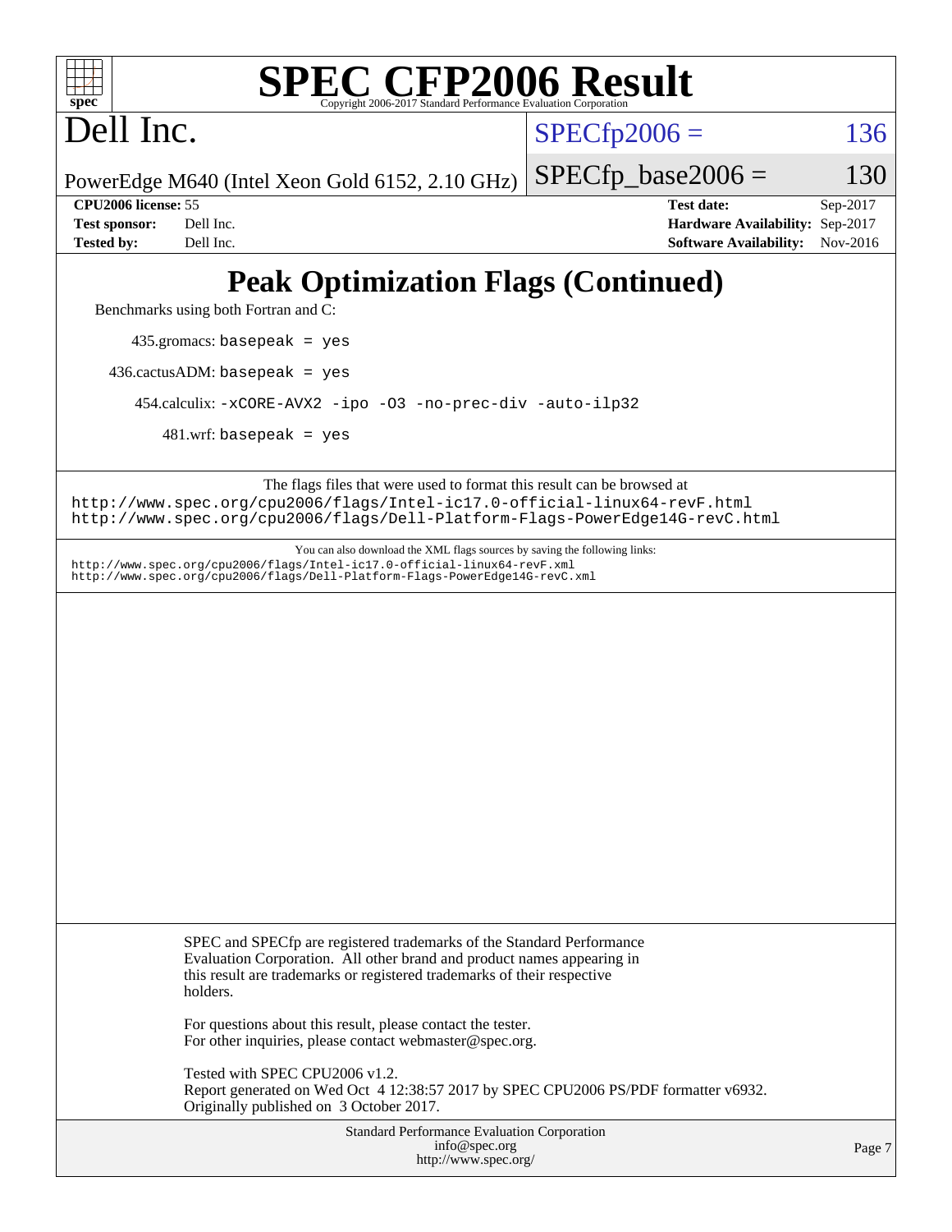# Peak Optimization Flags (Continued)

Benchmarks using both Fortran and C:

435.gromacs: `basepeak = yes`

436.cactusADM: `basepeak = yes`

454.calculix: `-xCORE-AVX2 -ipo -O3 -no-prec-div -auto-ilp32`

481.wrf: `basepeak = yes`

The flags files that were used to format this result can be browsed at
http://www.spec.org/cpu2006/flags/Intel-ic17.0-official-linux64-revF.html
http://www.spec.org/cpu2006/flags/Dell-Platform-Flags-PowerEdge14G-revC.html

You can also download the XML flags sources by saving the following links:
http://www.spec.org/cpu2006/flags/Intel-ic17.0-official-linux64-revF.xml
http://www.spec.org/cpu2006/flags/Dell-Platform-Flags-PowerEdge14G-revC.xml

SPEC and SPECfp are registered trademarks of the Standard Performance Evaluation Corporation. All other brand and product names appearing in this result are trademarks or registered trademarks of their respective holders.

For questions about this result, please contact the tester.
For other inquiries, please contact webmaster@spec.org.

Tested with SPEC CPU2006 v1.2.
Report generated on Wed Oct 4 12:38:57 2017 by SPEC CPU2006 PS/PDF formatter v6932.
Originally published on 3 October 2017.